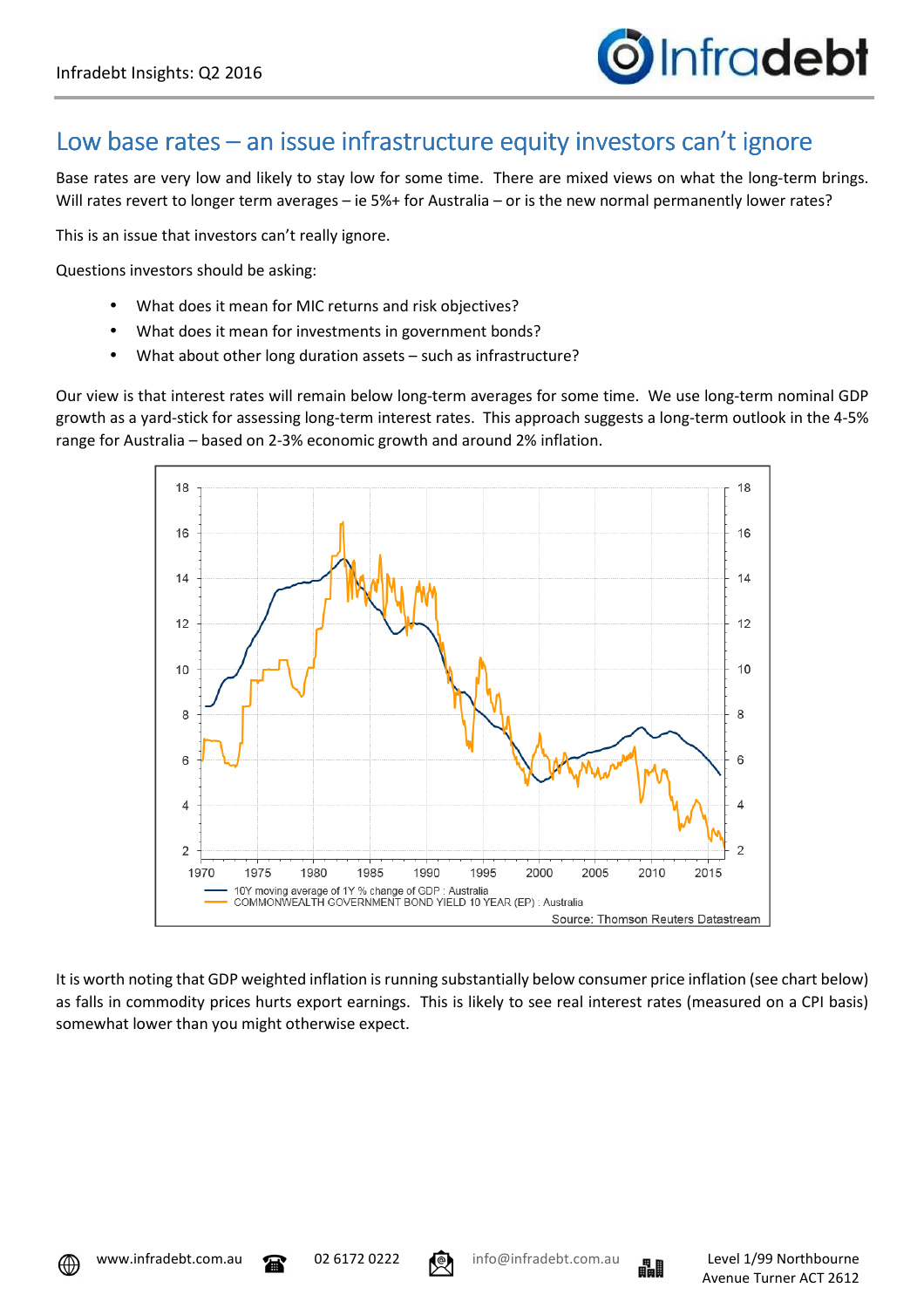# Low base rates – an issue infrastructure equity investors can't ignore

Base rates are very low and likely to stay low for some time. There are mixed views on what the long-term brings. Will rates revert to longer term averages – ie 5%+ for Australia – or is the new normal permanently lower rates?

This is an issue that investors can't really ignore.

Questions investors should be asking:

- What does it mean for MIC returns and risk objectives?
- What does it mean for investments in government bonds?
- What about other long duration assets – such as infrastructure?

Our view is that interest rates will remain below long-term averages for some time. We use long-term nominal GDP growth as a yard-stick for assessing long-term interest rates. This approach suggests a long-term outlook in the 4-5% range for Australia – based on 2-3% economic growth and around 2% inflation.

It is worth noting that GDP weighted inflation is running substantially below consumer price inflation (see chart below) as falls in commodity prices hurts export earnings. This is likely to see real interest rates (measured on a CPI basis) somewhat lower than you might otherwise expect.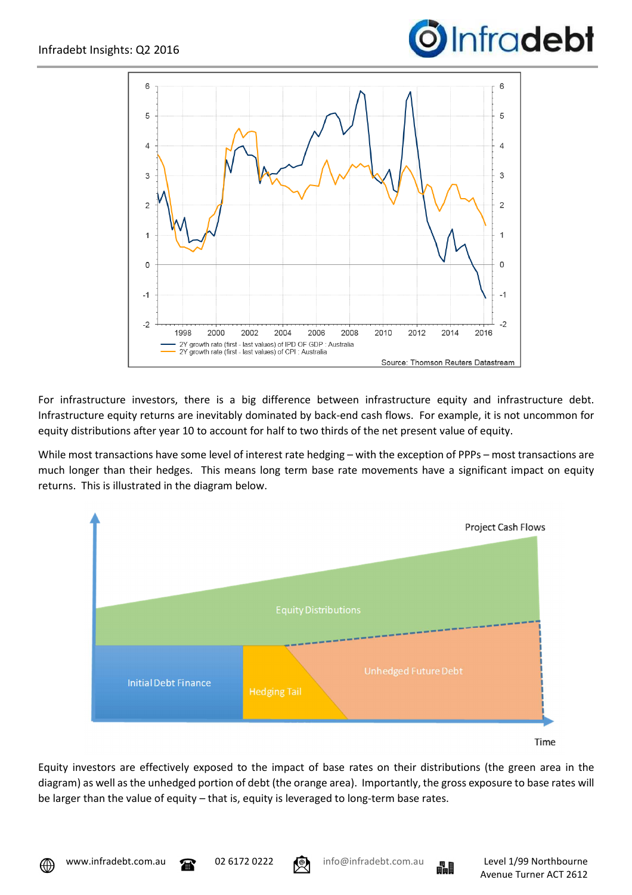2Y growth rate (first - last values) of IPD OF GDP : Australia
2Y growth rate (first - last values) of CPI : Australia

Source: Thomson Reuters Datastream

For infrastructure investors, there is a big difference between infrastructure equity and infrastructure debt. Infrastructure equity returns are inevitably dominated by back-end cash flows. For example, it is not uncommon for equity distributions after year 10 to account for half to two thirds of the net present value of equity.

While most transactions have some level of interest rate hedging – with the exception of PPPs – most transactions are much longer than their hedges. This means long term base rate movements have a significant impact on equity returns. This is illustrated in the diagram below.

Project Cash Flows

Equity Distributions

Initial Debt Finance

Hedging Tail

Unhedged Future Debt

Time

Equity investors are effectively exposed to the impact of base rates on their distributions (the green area in the diagram) as well as the unhedged portion of debt (the orange area). Importantly, the gross exposure to base rates will be larger than the value of equity – that is, equity is leveraged to long-term base rates.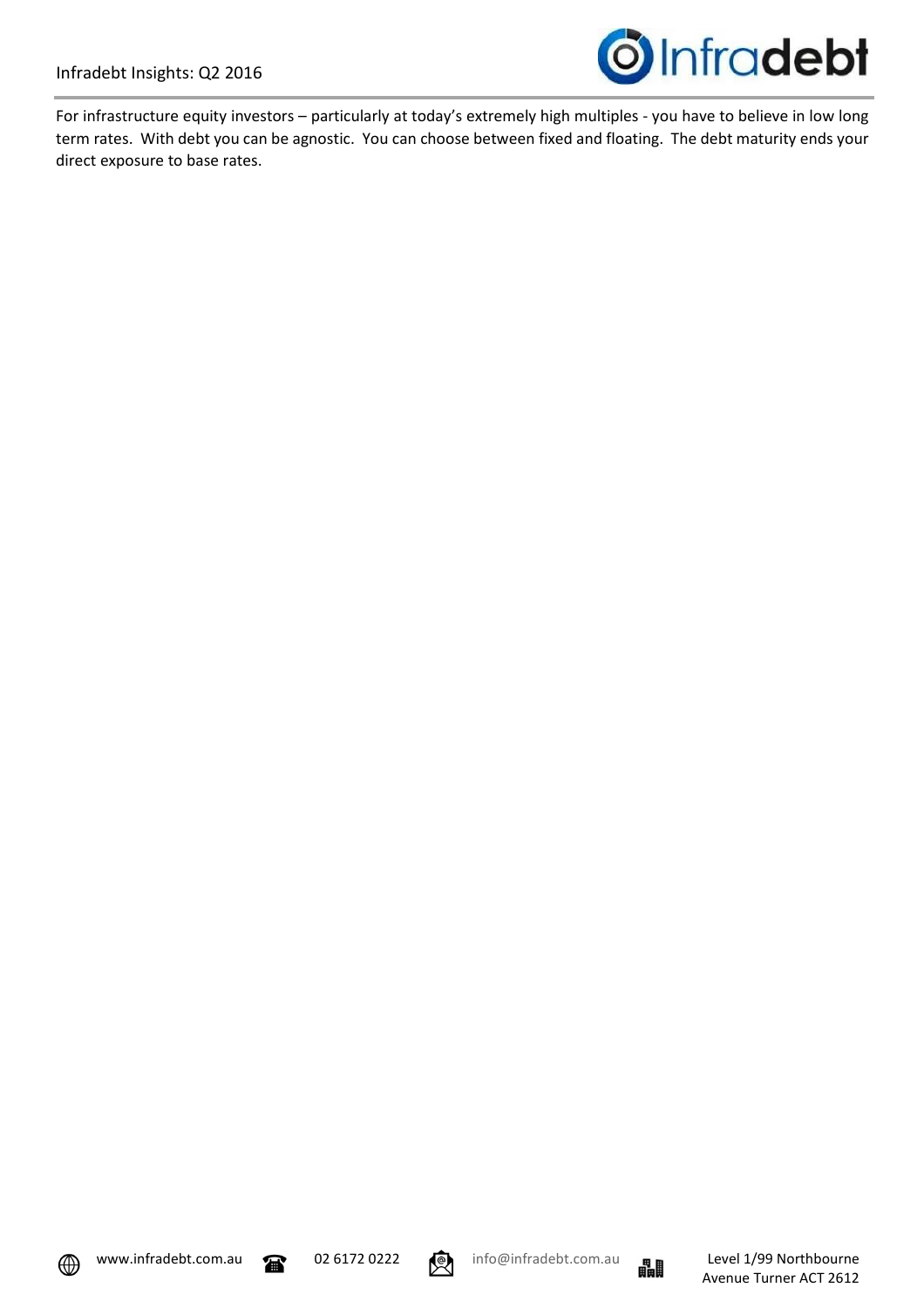For infrastructure equity investors – particularly at today's extremely high multiples - you have to believe in low long term rates. With debt you can be agnostic. You can choose between fixed and floating. The debt maturity ends your direct exposure to base rates.